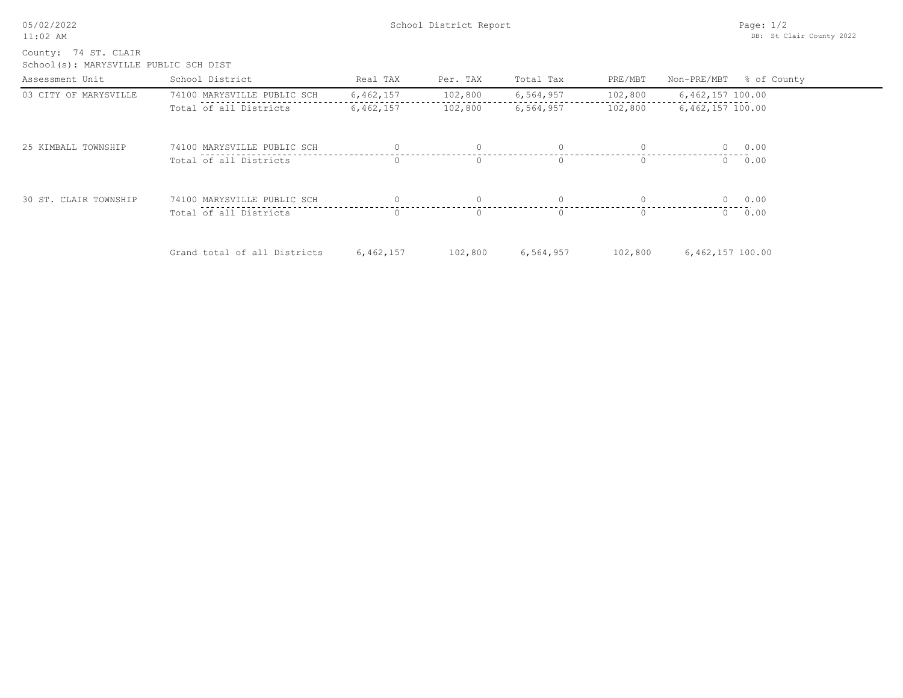School District Report

County: 74 ST. CLAIR

School(s): MARYSVILLE PUBLIC SCH DIST

| Assessment Unit | School District | Real TAX | Per. TAX | Total Tax | PRE/MBT | Non-PRE/MBT | % of County |
|---|---|---|---|---|---|---|---|
| 03 CITY OF MARYSVILLE | 74100 MARYSVILLE PUBLIC SCH | 6,462,157 | 102,800 | 6,564,957 | 102,800 | 6,462,157 | 100.00 |
| | Total of all Districts | 6,462,157 | 102,800 | 6,564,957 | 102,800 | 6,462,157 | 100.00 |
| 25 KIMBALL TOWNSHIP | 74100 MARYSVILLE PUBLIC SCH | 0 | 0 | 0 | 0 | 0 | 0.00 |
| | Total of all Districts | 0 | 0 | 0 | 0 | 0 | 0.00 |
| 30 ST. CLAIR TOWNSHIP | 74100 MARYSVILLE PUBLIC SCH | 0 | 0 | 0 | 0 | 0 | 0.00 |
| | Total of all Districts | 0 | 0 | 0 | 0 | 0 | 0.00 |
| | Grand total of all Districts | 6,462,157 | 102,800 | 6,564,957 | 102,800 | 6,462,157 | 100.00 |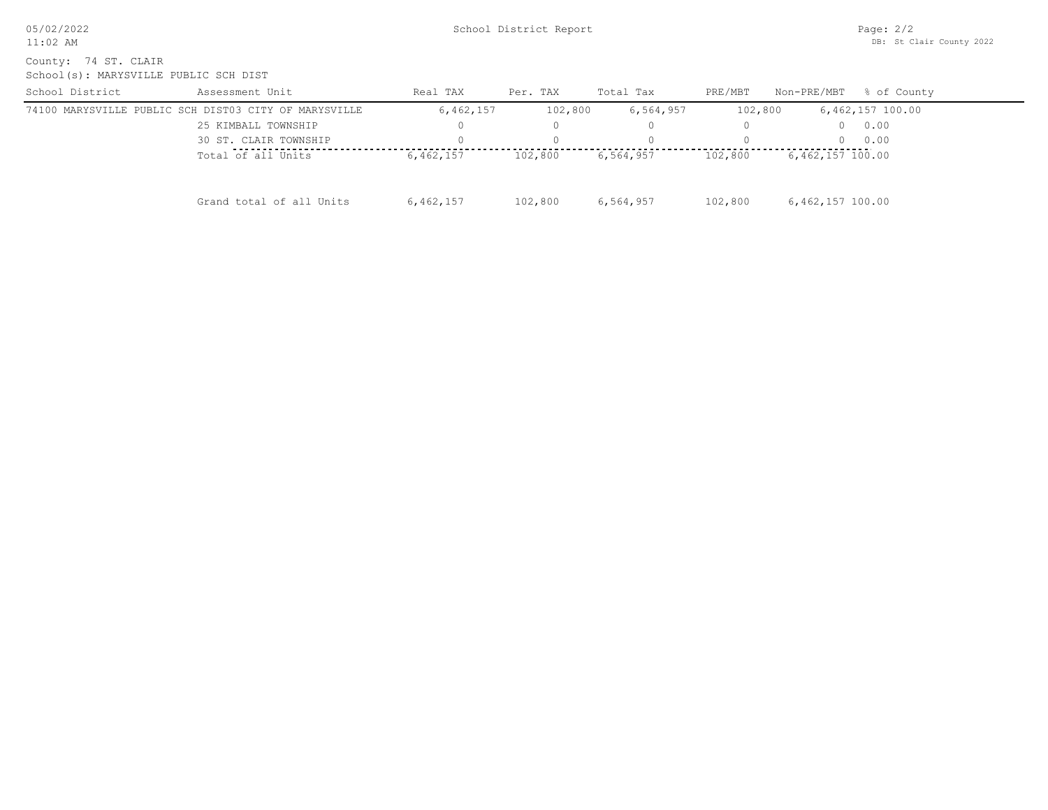County: 74 ST. CLAIR

School(s): MARYSVILLE PUBLIC SCH DIST

| School District | Assessment Unit | Real TAX | Per. TAX | Total Tax | PRE/MBT | Non-PRE/MBT | % of County |
|---|---|---|---|---|---|---|---|
| 74100 MARYSVILLE PUBLIC SCH DIST | 03 CITY OF MARYSVILLE | 6,462,157 | 102,800 | 6,564,957 | 102,800 | 6,462,157 | 100.00 |
| | 25 KIMBALL TOWNSHIP | 0 | 0 | 0 | 0 | 0 | 0.00 |
| | 30 ST. CLAIR TOWNSHIP | 0 | 0 | 0 | 0 | 0 | 0.00 |
| | Total of all Units | 6,462,157 | 102,800 | 6,564,957 | 102,800 | 6,462,157 | 100.00 |
| | Grand total of all Units | 6,462,157 | 102,800 | 6,564,957 | 102,800 | 6,462,157 | 100.00 |